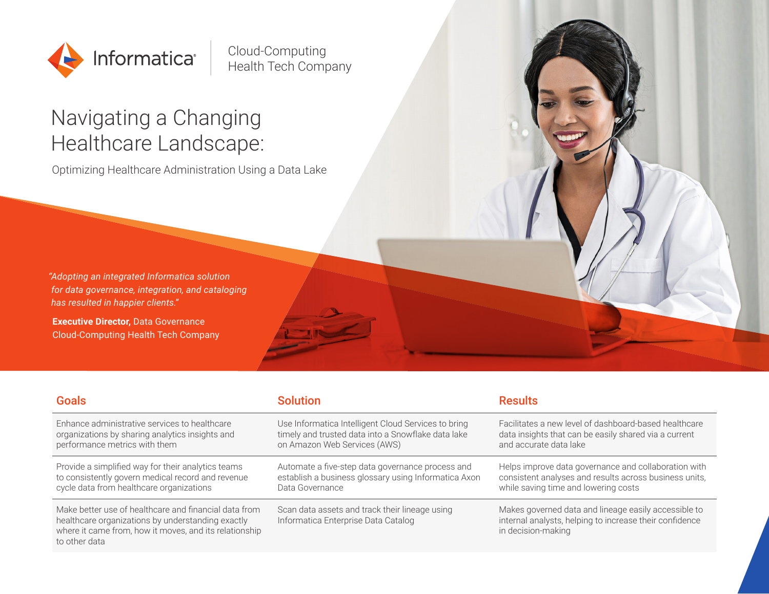Informatica | Cloud-Computing Health Tech Company

# Navigating a Changing Healthcare Landscape:

## Optimizing Healthcare Administration Using a Data Lake

*"Adopting an integrated Informatica solution for data governance, integration, and cataloging has resulted in happier clients."*

**Executive Director,** Data Governance
Cloud-Computing Health Tech Company

| Goals | Solution | Results |
| --- | --- | --- |
| Enhance administrative services to healthcare organizations by sharing analytics insights and performance metrics with them | Use Informatica Intelligent Cloud Services to bring timely and trusted data into a Snowflake data lake on Amazon Web Services (AWS) | Facilitates a new level of dashboard-based healthcare data insights that can be easily shared via a current and accurate data lake |
| Provide a simplified way for their analytics teams to consistently govern medical record and revenue cycle data from healthcare organizations | Automate a five-step data governance process and establish a business glossary using Informatica Axon Data Governance | Helps improve data governance and collaboration with consistent analyses and results across business units, while saving time and lowering costs |
| Make better use of healthcare and financial data from healthcare organizations by understanding exactly where it came from, how it moves, and its relationship to other data | Scan data assets and track their lineage using Informatica Enterprise Data Catalog | Makes governed data and lineage easily accessible to internal analysts, helping to increase their confidence in decision-making |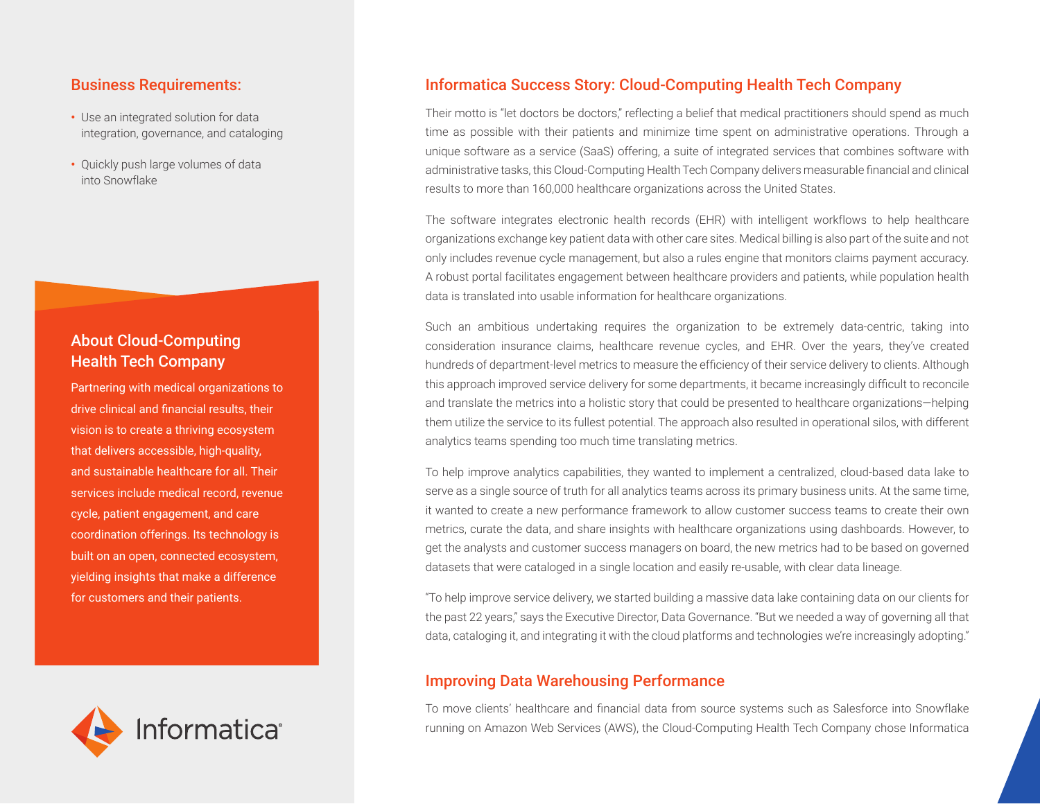## Business Requirements:

- Use an integrated solution for data integration, governance, and cataloging
- Quickly push large volumes of data into Snowflake

## About Cloud-Computing Health Tech Company

Partnering with medical organizations to drive clinical and financial results, their vision is to create a thriving ecosystem that delivers accessible, high-quality, and sustainable healthcare for all. Their services include medical record, revenue cycle, patient engagement, and care coordination offerings. Its technology is built on an open, connected ecosystem, yielding insights that make a difference for customers and their patients.

## Informatica Success Story: Cloud-Computing Health Tech Company

Their motto is "let doctors be doctors," reflecting a belief that medical practitioners should spend as much time as possible with their patients and minimize time spent on administrative operations. Through a unique software as a service (SaaS) offering, a suite of integrated services that combines software with administrative tasks, this Cloud-Computing Health Tech Company delivers measurable financial and clinical results to more than 160,000 healthcare organizations across the United States.

The software integrates electronic health records (EHR) with intelligent workflows to help healthcare organizations exchange key patient data with other care sites. Medical billing is also part of the suite and not only includes revenue cycle management, but also a rules engine that monitors claims payment accuracy. A robust portal facilitates engagement between healthcare providers and patients, while population health data is translated into usable information for healthcare organizations.

Such an ambitious undertaking requires the organization to be extremely data-centric, taking into consideration insurance claims, healthcare revenue cycles, and EHR. Over the years, they've created hundreds of department-level metrics to measure the efficiency of their service delivery to clients. Although this approach improved service delivery for some departments, it became increasingly difficult to reconcile and translate the metrics into a holistic story that could be presented to healthcare organizations—helping them utilize the service to its fullest potential. The approach also resulted in operational silos, with different analytics teams spending too much time translating metrics.

To help improve analytics capabilities, they wanted to implement a centralized, cloud-based data lake to serve as a single source of truth for all analytics teams across its primary business units. At the same time, it wanted to create a new performance framework to allow customer success teams to create their own metrics, curate the data, and share insights with healthcare organizations using dashboards. However, to get the analysts and customer success managers on board, the new metrics had to be based on governed datasets that were cataloged in a single location and easily re-usable, with clear data lineage.

"To help improve service delivery, we started building a massive data lake containing data on our clients for the past 22 years," says the Executive Director, Data Governance. "But we needed a way of governing all that data, cataloging it, and integrating it with the cloud platforms and technologies we're increasingly adopting."

## Improving Data Warehousing Performance

To move clients' healthcare and financial data from source systems such as Salesforce into Snowflake running on Amazon Web Services (AWS), the Cloud-Computing Health Tech Company chose Informatica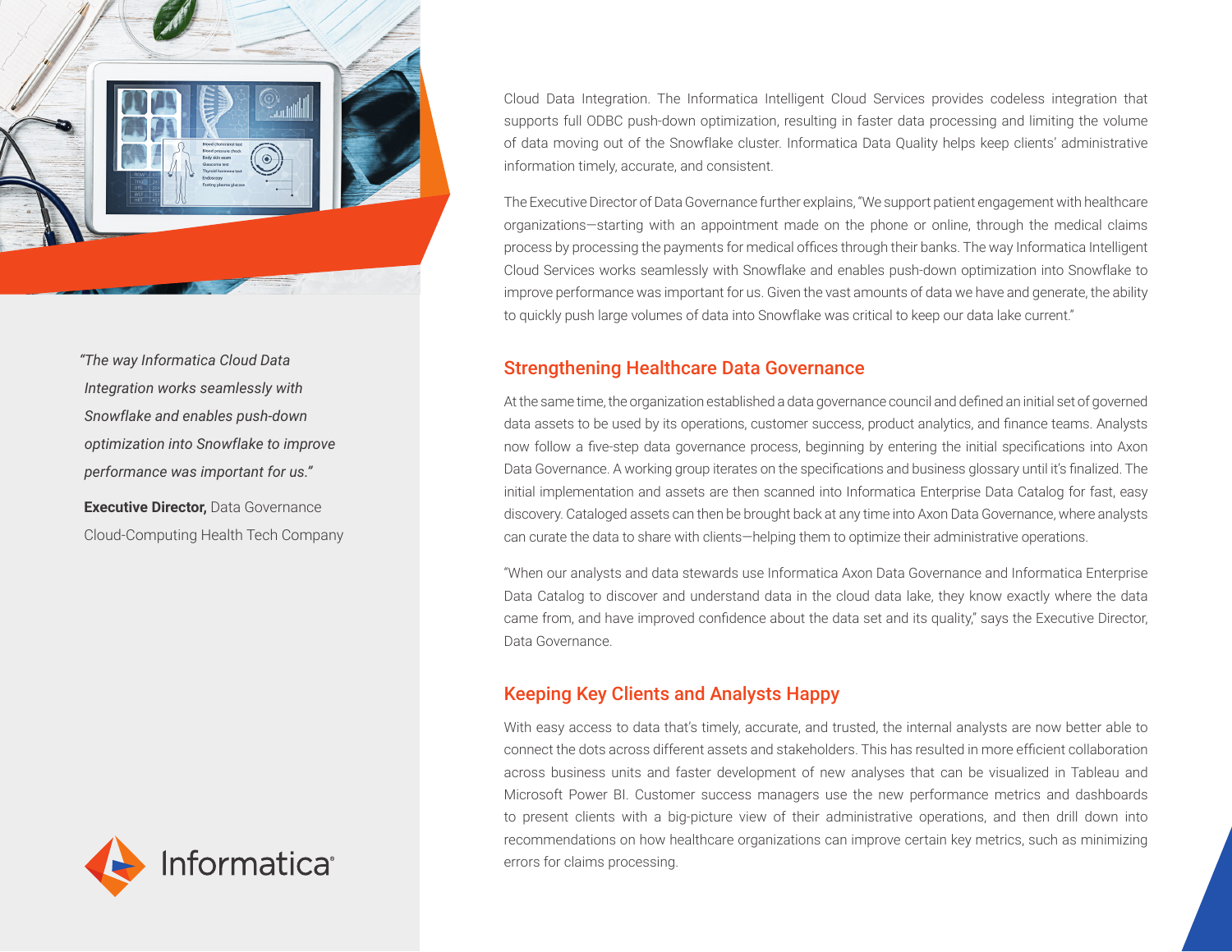> "The way Informatica Cloud Data Integration works seamlessly with Snowflake and enables push-down optimization into Snowflake to improve performance was important for us."
>
> **Executive Director,** Data Governance
> Cloud-Computing Health Tech Company

Cloud Data Integration. The Informatica Intelligent Cloud Services provides codeless integration that supports full ODBC push-down optimization, resulting in faster data processing and limiting the volume of data moving out of the Snowflake cluster. Informatica Data Quality helps keep clients' administrative information timely, accurate, and consistent.

The Executive Director of Data Governance further explains, "We support patient engagement with healthcare organizations—starting with an appointment made on the phone or online, through the medical claims process by processing the payments for medical offices through their banks. The way Informatica Intelligent Cloud Services works seamlessly with Snowflake and enables push-down optimization into Snowflake to improve performance was important for us. Given the vast amounts of data we have and generate, the ability to quickly push large volumes of data into Snowflake was critical to keep our data lake current."

## Strengthening Healthcare Data Governance

At the same time, the organization established a data governance council and defined an initial set of governed data assets to be used by its operations, customer success, product analytics, and finance teams. Analysts now follow a five-step data governance process, beginning by entering the initial specifications into Axon Data Governance. A working group iterates on the specifications and business glossary until it's finalized. The initial implementation and assets are then scanned into Informatica Enterprise Data Catalog for fast, easy discovery. Cataloged assets can then be brought back at any time into Axon Data Governance, where analysts can curate the data to share with clients—helping them to optimize their administrative operations.

"When our analysts and data stewards use Informatica Axon Data Governance and Informatica Enterprise Data Catalog to discover and understand data in the cloud data lake, they know exactly where the data came from, and have improved confidence about the data set and its quality," says the Executive Director, Data Governance.

## Keeping Key Clients and Analysts Happy

With easy access to data that's timely, accurate, and trusted, the internal analysts are now better able to connect the dots across different assets and stakeholders. This has resulted in more efficient collaboration across business units and faster development of new analyses that can be visualized in Tableau and Microsoft Power BI. Customer success managers use the new performance metrics and dashboards to present clients with a big-picture view of their administrative operations, and then drill down into recommendations on how healthcare organizations can improve certain key metrics, such as minimizing errors for claims processing.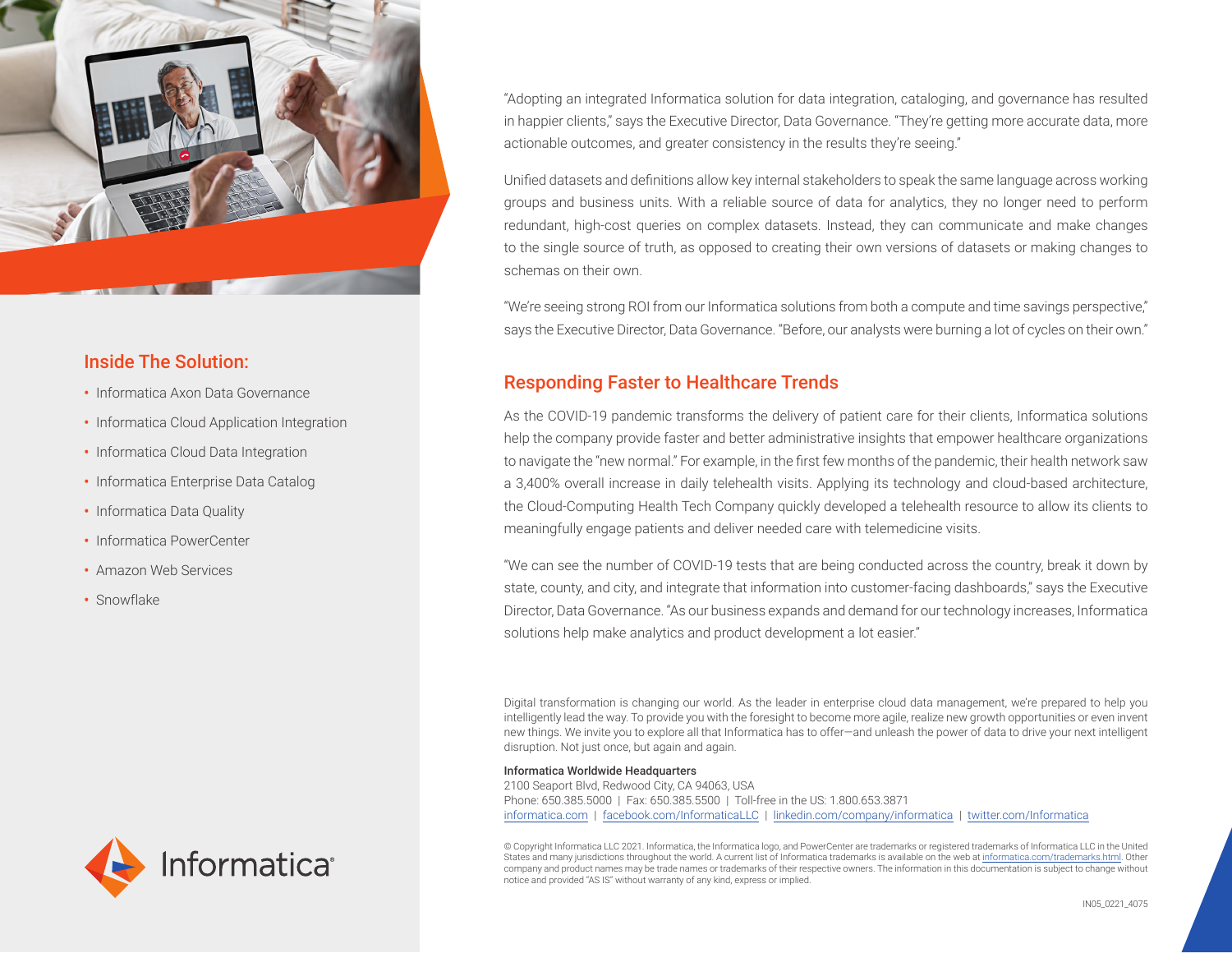## Inside The Solution:

- Informatica Axon Data Governance
- Informatica Cloud Application Integration
- Informatica Cloud Data Integration
- Informatica Enterprise Data Catalog
- Informatica Data Quality
- Informatica PowerCenter
- Amazon Web Services
- Snowflake

"Adopting an integrated Informatica solution for data integration, cataloging, and governance has resulted in happier clients," says the Executive Director, Data Governance. "They're getting more accurate data, more actionable outcomes, and greater consistency in the results they're seeing."

Unified datasets and definitions allow key internal stakeholders to speak the same language across working groups and business units. With a reliable source of data for analytics, they no longer need to perform redundant, high-cost queries on complex datasets. Instead, they can communicate and make changes to the single source of truth, as opposed to creating their own versions of datasets or making changes to schemas on their own.

"We're seeing strong ROI from our Informatica solutions from both a compute and time savings perspective," says the Executive Director, Data Governance. "Before, our analysts were burning a lot of cycles on their own."

## Responding Faster to Healthcare Trends

As the COVID-19 pandemic transforms the delivery of patient care for their clients, Informatica solutions help the company provide faster and better administrative insights that empower healthcare organizations to navigate the "new normal." For example, in the first few months of the pandemic, their health network saw a 3,400% overall increase in daily telehealth visits. Applying its technology and cloud-based architecture, the Cloud-Computing Health Tech Company quickly developed a telehealth resource to allow its clients to meaningfully engage patients and deliver needed care with telemedicine visits.

"We can see the number of COVID-19 tests that are being conducted across the country, break it down by state, county, and city, and integrate that information into customer-facing dashboards," says the Executive Director, Data Governance. "As our business expands and demand for our technology increases, Informatica solutions help make analytics and product development a lot easier."

Digital transformation is changing our world. As the leader in enterprise cloud data management, we're prepared to help you intelligently lead the way. To provide you with the foresight to become more agile, realize new growth opportunities or even invent new things. We invite you to explore all that Informatica has to offer—and unleash the power of data to drive your next intelligent disruption. Not just once, but again and again.

**Informatica Worldwide Headquarters**
2100 Seaport Blvd, Redwood City, CA 94063, USA
Phone: 650.385.5000 | Fax: 650.385.5500 | Toll-free in the US: 1.800.653.3871
informatica.com | facebook.com/InformaticaLLC | linkedin.com/company/informatica | twitter.com/Informatica

© Copyright Informatica LLC 2021. Informatica, the Informatica logo, and PowerCenter are trademarks or registered trademarks of Informatica LLC in the United States and many jurisdictions throughout the world. A current list of Informatica trademarks is available on the web at informatica.com/trademarks.html. Other company and product names may be trade names or trademarks of their respective owners. The information in this documentation is subject to change without notice and provided "AS IS" without warranty of any kind, express or implied.

IN05_0221_4075